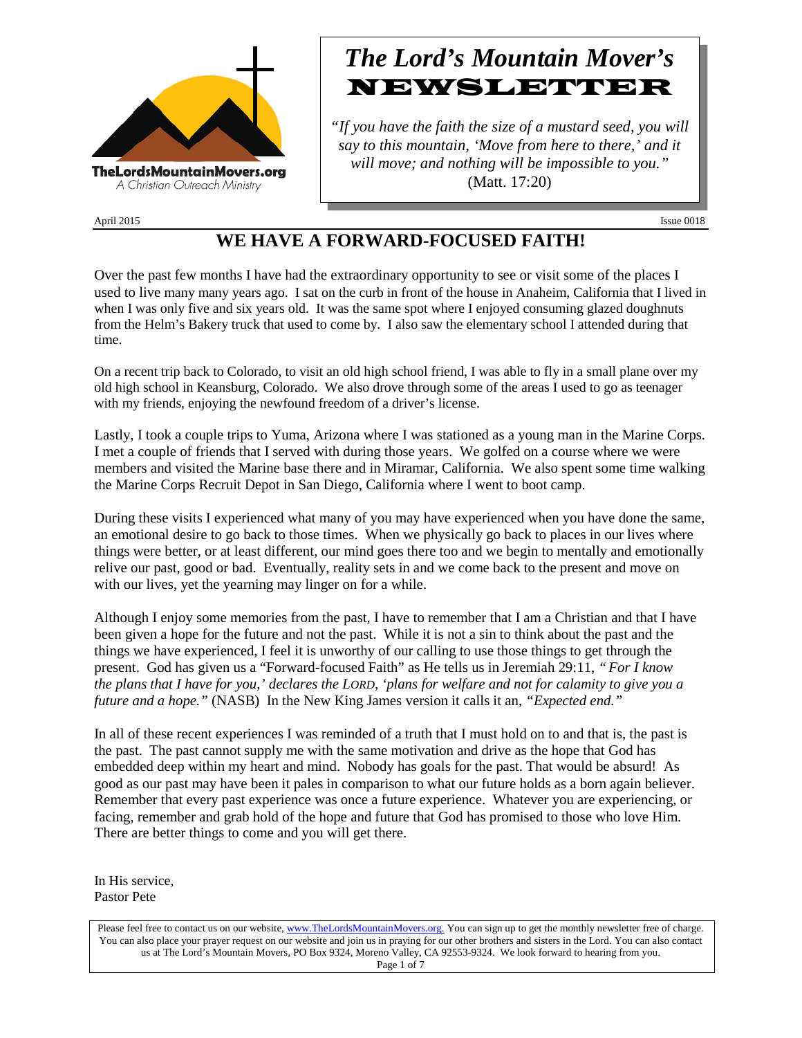TheLordsMountainMovers.org
A Christian Outreach Ministry

# *The Lord's Mountain Mover's* NEWSLETTER

*"If you have the faith the size of a mustard seed, you will say to this mountain, 'Move from here to there,' and it will move; and nothing will be impossible to you."* (Matt. 17:20)

April 2015 Issue 0018

## WE HAVE A FORWARD-FOCUSED FAITH!

Over the past few months I have had the extraordinary opportunity to see or visit some of the places I used to live many many years ago. I sat on the curb in front of the house in Anaheim, California that I lived in when I was only five and six years old. It was the same spot where I enjoyed consuming glazed doughnuts from the Helm's Bakery truck that used to come by. I also saw the elementary school I attended during that time.

On a recent trip back to Colorado, to visit an old high school friend, I was able to fly in a small plane over my old high school in Keansburg, Colorado. We also drove through some of the areas I used to go as teenager with my friends, enjoying the newfound freedom of a driver's license.

Lastly, I took a couple trips to Yuma, Arizona where I was stationed as a young man in the Marine Corps. I met a couple of friends that I served with during those years. We golfed on a course where we were members and visited the Marine base there and in Miramar, California. We also spent some time walking the Marine Corps Recruit Depot in San Diego, California where I went to boot camp.

During these visits I experienced what many of you may have experienced when you have done the same, an emotional desire to go back to those times. When we physically go back to places in our lives where things were better, or at least different, our mind goes there too and we begin to mentally and emotionally relive our past, good or bad. Eventually, reality sets in and we come back to the present and move on with our lives, yet the yearning may linger on for a while.

Although I enjoy some memories from the past, I have to remember that I am a Christian and that I have been given a hope for the future and not the past. While it is not a sin to think about the past and the things we have experienced, I feel it is unworthy of our calling to use those things to get through the present. God has given us a "Forward-focused Faith" as He tells us in Jeremiah 29:11, *" For I know the plans that I have for you,' declares the LORD, 'plans for welfare and not for calamity to give you a future and a hope."* (NASB) In the New King James version it calls it an, *"Expected end."*

In all of these recent experiences I was reminded of a truth that I must hold on to and that is, the past is the past. The past cannot supply me with the same motivation and drive as the hope that God has embedded deep within my heart and mind. Nobody has goals for the past. That would be absurd! As good as our past may have been it pales in comparison to what our future holds as a born again believer. Remember that every past experience was once a future experience. Whatever you are experiencing, or facing, remember and grab hold of the hope and future that God has promised to those who love Him. There are better things to come and you will get there.

In His service,
Pastor Pete

Please feel free to contact us on our website, www.TheLordsMountainMovers.org. You can sign up to get the monthly newsletter free of charge. You can also place your prayer request on our website and join us in praying for our other brothers and sisters in the Lord. You can also contact us at The Lord's Mountain Movers, PO Box 9324, Moreno Valley, CA 92553-9324. We look forward to hearing from you.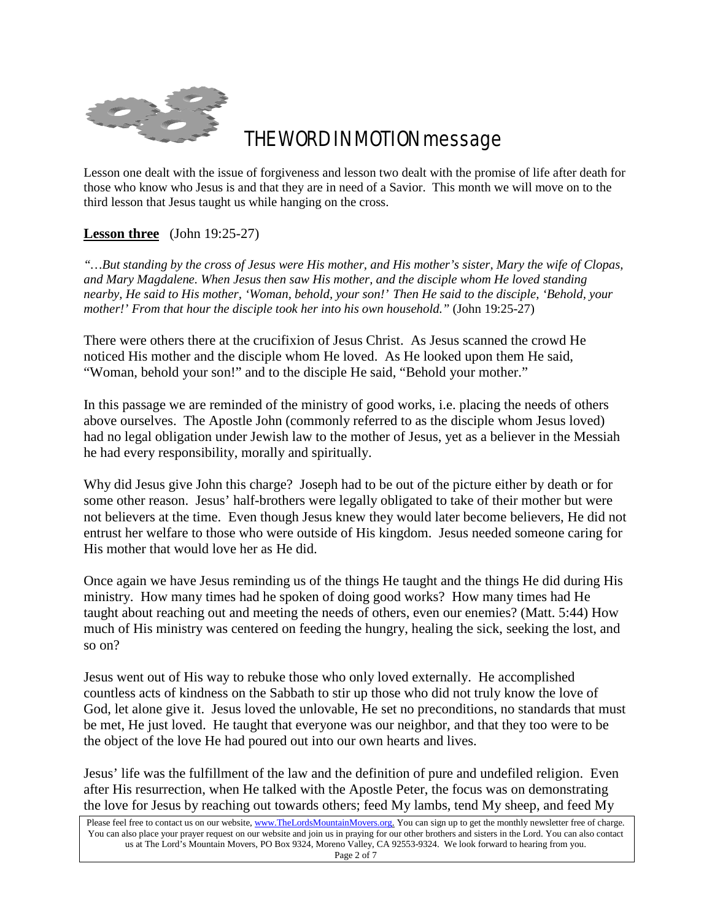# THE WORD IN MOTION message

Lesson one dealt with the issue of forgiveness and lesson two dealt with the promise of life after death for those who know who Jesus is and that they are in need of a Savior. This month we will move on to the third lesson that Jesus taught us while hanging on the cross.

**Lesson three** (John 19:25-27)

*"…But standing by the cross of Jesus were His mother, and His mother's sister, Mary the wife of Clopas, and Mary Magdalene. When Jesus then saw His mother, and the disciple whom He loved standing nearby, He said to His mother, 'Woman, behold, your son!' Then He said to the disciple, 'Behold, your mother!' From that hour the disciple took her into his own household."* (John 19:25-27)

There were others there at the crucifixion of Jesus Christ. As Jesus scanned the crowd He noticed His mother and the disciple whom He loved. As He looked upon them He said, "Woman, behold your son!" and to the disciple He said, "Behold your mother."

In this passage we are reminded of the ministry of good works, i.e. placing the needs of others above ourselves. The Apostle John (commonly referred to as the disciple whom Jesus loved) had no legal obligation under Jewish law to the mother of Jesus, yet as a believer in the Messiah he had every responsibility, morally and spiritually.

Why did Jesus give John this charge? Joseph had to be out of the picture either by death or for some other reason. Jesus' half-brothers were legally obligated to take of their mother but were not believers at the time. Even though Jesus knew they would later become believers, He did not entrust her welfare to those who were outside of His kingdom. Jesus needed someone caring for His mother that would love her as He did.

Once again we have Jesus reminding us of the things He taught and the things He did during His ministry. How many times had he spoken of doing good works? How many times had He taught about reaching out and meeting the needs of others, even our enemies? (Matt. 5:44) How much of His ministry was centered on feeding the hungry, healing the sick, seeking the lost, and so on?

Jesus went out of His way to rebuke those who only loved externally. He accomplished countless acts of kindness on the Sabbath to stir up those who did not truly know the love of God, let alone give it. Jesus loved the unlovable, He set no preconditions, no standards that must be met, He just loved. He taught that everyone was our neighbor, and that they too were to be the object of the love He had poured out into our own hearts and lives.

Jesus' life was the fulfillment of the law and the definition of pure and undefiled religion. Even after His resurrection, when He talked with the Apostle Peter, the focus was on demonstrating the love for Jesus by reaching out towards others; feed My lambs, tend My sheep, and feed My

Please feel free to contact us on our website, www.TheLordsMountainMovers.org. You can sign up to get the monthly newsletter free of charge. You can also place your prayer request on our website and join us in praying for our other brothers and sisters in the Lord. You can also contact us at The Lord's Mountain Movers, PO Box 9324, Moreno Valley, CA 92553-9324. We look forward to hearing from you.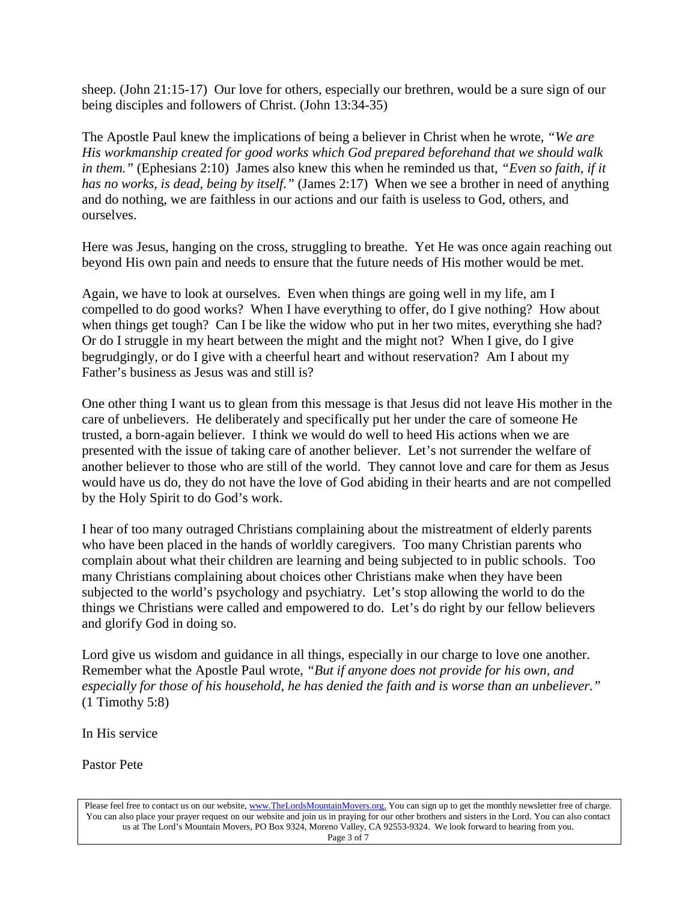sheep. (John 21:15-17) Our love for others, especially our brethren, would be a sure sign of our being disciples and followers of Christ. (John 13:34-35)

The Apostle Paul knew the implications of being a believer in Christ when he wrote, *"We are His workmanship created for good works which God prepared beforehand that we should walk in them."* (Ephesians 2:10) James also knew this when he reminded us that, *"Even so faith, if it has no works, is dead, being by itself."* (James 2:17) When we see a brother in need of anything and do nothing, we are faithless in our actions and our faith is useless to God, others, and ourselves.

Here was Jesus, hanging on the cross, struggling to breathe. Yet He was once again reaching out beyond His own pain and needs to ensure that the future needs of His mother would be met.

Again, we have to look at ourselves. Even when things are going well in my life, am I compelled to do good works? When I have everything to offer, do I give nothing? How about when things get tough? Can I be like the widow who put in her two mites, everything she had? Or do I struggle in my heart between the might and the might not? When I give, do I give begrudgingly, or do I give with a cheerful heart and without reservation? Am I about my Father's business as Jesus was and still is?

One other thing I want us to glean from this message is that Jesus did not leave His mother in the care of unbelievers. He deliberately and specifically put her under the care of someone He trusted, a born-again believer. I think we would do well to heed His actions when we are presented with the issue of taking care of another believer. Let's not surrender the welfare of another believer to those who are still of the world. They cannot love and care for them as Jesus would have us do, they do not have the love of God abiding in their hearts and are not compelled by the Holy Spirit to do God's work.

I hear of too many outraged Christians complaining about the mistreatment of elderly parents who have been placed in the hands of worldly caregivers. Too many Christian parents who complain about what their children are learning and being subjected to in public schools. Too many Christians complaining about choices other Christians make when they have been subjected to the world's psychology and psychiatry. Let's stop allowing the world to do the things we Christians were called and empowered to do. Let's do right by our fellow believers and glorify God in doing so.

Lord give us wisdom and guidance in all things, especially in our charge to love one another. Remember what the Apostle Paul wrote, *"But if anyone does not provide for his own, and especially for those of his household, he has denied the faith and is worse than an unbeliever."* (1 Timothy 5:8)

In His service

Pastor Pete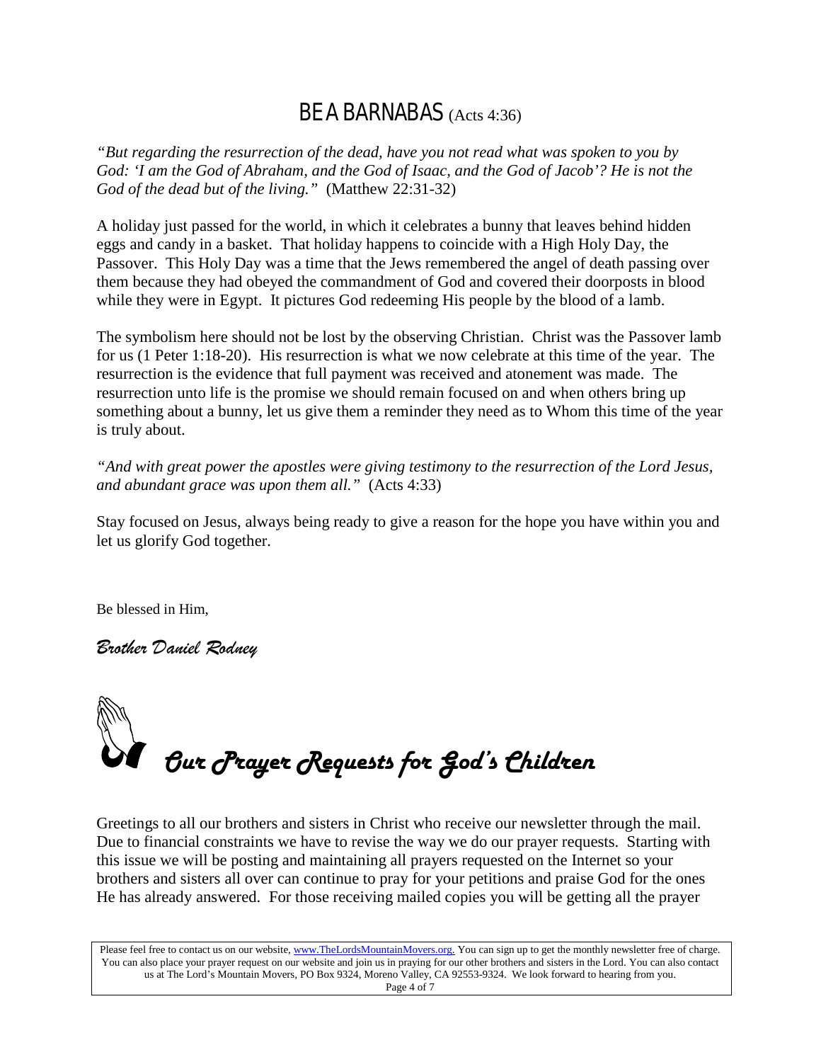## BE A BARNABAS (Acts 4:36)

*"But regarding the resurrection of the dead, have you not read what was spoken to you by God: 'I am the God of Abraham, and the God of Isaac, and the God of Jacob'? He is not the God of the dead but of the living."* (Matthew 22:31-32)

A holiday just passed for the world, in which it celebrates a bunny that leaves behind hidden eggs and candy in a basket. That holiday happens to coincide with a High Holy Day, the Passover. This Holy Day was a time that the Jews remembered the angel of death passing over them because they had obeyed the commandment of God and covered their doorposts in blood while they were in Egypt. It pictures God redeeming His people by the blood of a lamb.

The symbolism here should not be lost by the observing Christian. Christ was the Passover lamb for us (1 Peter 1:18-20). His resurrection is what we now celebrate at this time of the year. The resurrection is the evidence that full payment was received and atonement was made. The resurrection unto life is the promise we should remain focused on and when others bring up something about a bunny, let us give them a reminder they need as to Whom this time of the year is truly about.

*"And with great power the apostles were giving testimony to the resurrection of the Lord Jesus, and abundant grace was upon them all."* (Acts 4:33)

Stay focused on Jesus, always being ready to give a reason for the hope you have within you and let us glorify God together.

Be blessed in Him,

*Brother Daniel Rodney*

## *Our Prayer Requests for God's Children*

Greetings to all our brothers and sisters in Christ who receive our newsletter through the mail. Due to financial constraints we have to revise the way we do our prayer requests. Starting with this issue we will be posting and maintaining all prayers requested on the Internet so your brothers and sisters all over can continue to pray for your petitions and praise God for the ones He has already answered. For those receiving mailed copies you will be getting all the prayer

Please feel free to contact us on our website, www.TheLordsMountainMovers.org. You can sign up to get the monthly newsletter free of charge. You can also place your prayer request on our website and join us in praying for our other brothers and sisters in the Lord. You can also contact us at The Lord's Mountain Movers, PO Box 9324, Moreno Valley, CA 92553-9324. We look forward to hearing from you.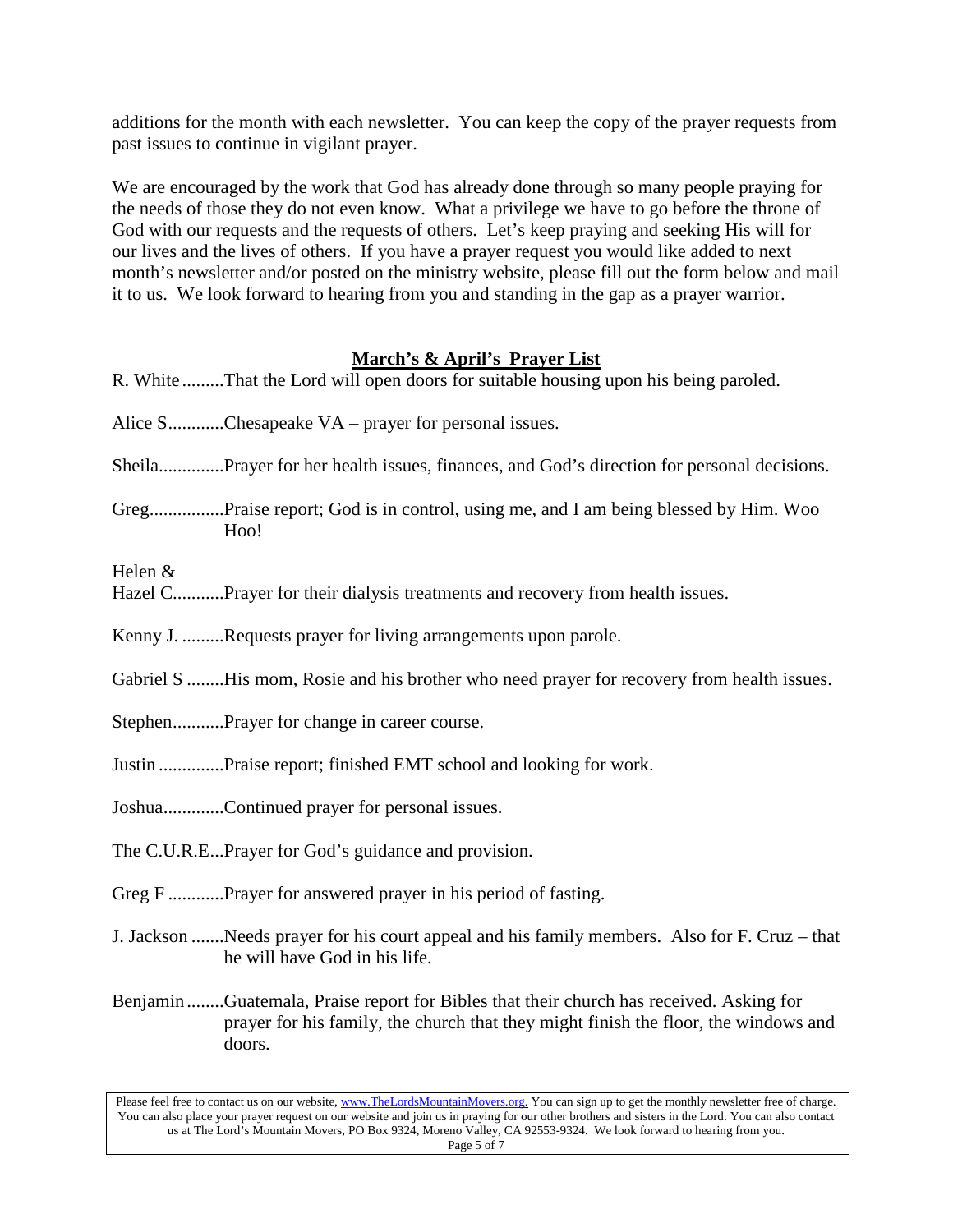additions for the month with each newsletter. You can keep the copy of the prayer requests from past issues to continue in vigilant prayer.

We are encouraged by the work that God has already done through so many people praying for the needs of those they do not even know. What a privilege we have to go before the throne of God with our requests and the requests of others. Let's keep praying and seeking His will for our lives and the lives of others. If you have a prayer request you would like added to next month's newsletter and/or posted on the ministry website, please fill out the form below and mail it to us. We look forward to hearing from you and standing in the gap as a prayer warrior.

## March's & April's Prayer List

R. White .........That the Lord will open doors for suitable housing upon his being paroled.

Alice S............Chesapeake VA – prayer for personal issues.

Sheila..............Prayer for her health issues, finances, and God's direction for personal decisions.

Greg................Praise report; God is in control, using me, and I am being blessed by Him. Woo Hoo!

Helen & Hazel C...........Prayer for their dialysis treatments and recovery from health issues.

Kenny J. .........Requests prayer for living arrangements upon parole.

Gabriel S ........His mom, Rosie and his brother who need prayer for recovery from health issues.

Stephen...........Prayer for change in career course.

Justin ..............Praise report; finished EMT school and looking for work.

Joshua.............Continued prayer for personal issues.

The C.U.R.E...Prayer for God's guidance and provision.

Greg F ............Prayer for answered prayer in his period of fasting.

J. Jackson .......Needs prayer for his court appeal and his family members. Also for F. Cruz – that he will have God in his life.

Benjamin........Guatemala, Praise report for Bibles that their church has received. Asking for prayer for his family, the church that they might finish the floor, the windows and doors.

Please feel free to contact us on our website, www.TheLordsMountainMovers.org. You can sign up to get the monthly newsletter free of charge. You can also place your prayer request on our website and join us in praying for our other brothers and sisters in the Lord. You can also contact us at The Lord's Mountain Movers, PO Box 9324, Moreno Valley, CA 92553-9324. We look forward to hearing from you.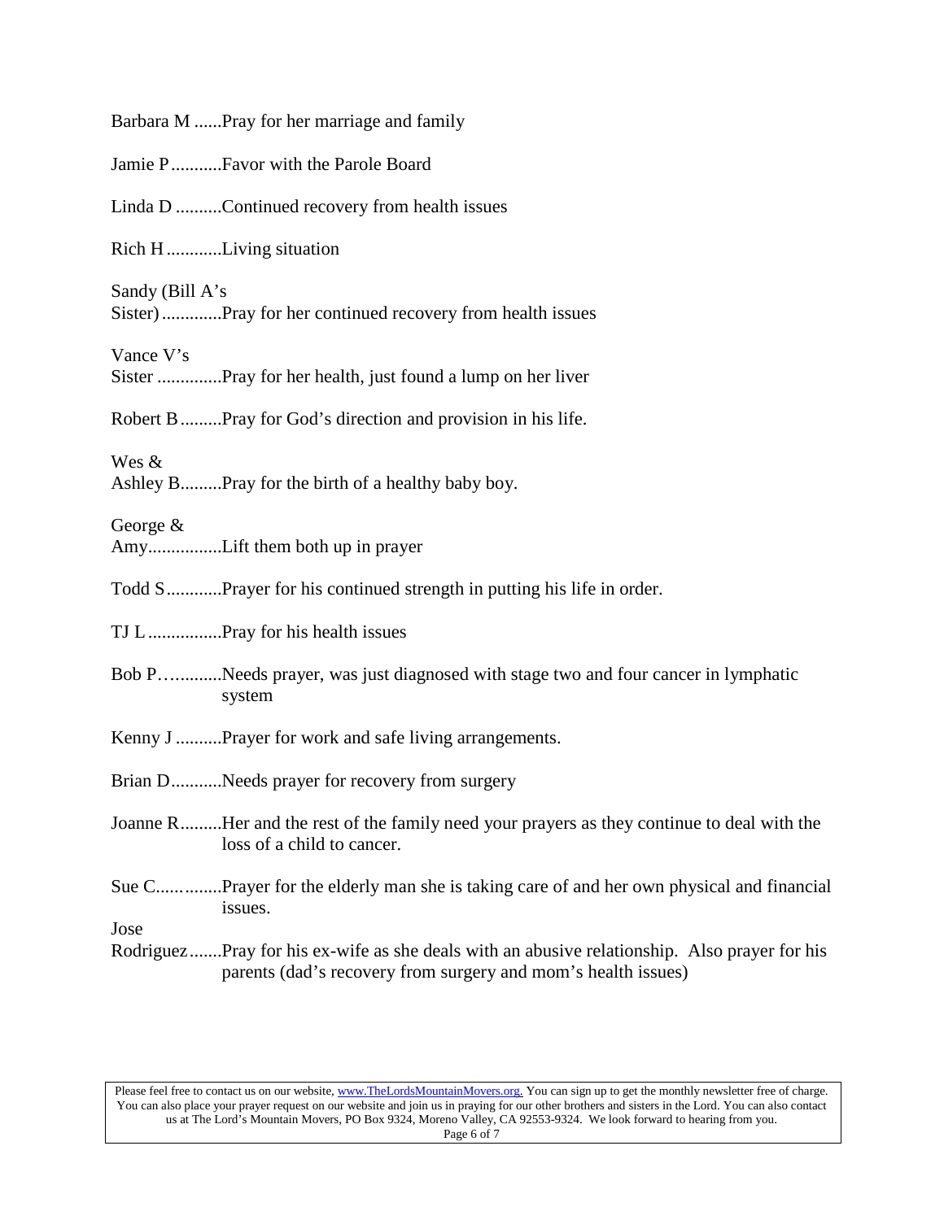Barbara M ......Pray for her marriage and family

Jamie P ...........Favor with the Parole Board

Linda D ..........Continued recovery from health issues

Rich H ............Living situation

Sandy (Bill A's Sister) .............Pray for her continued recovery from health issues

Vance V's Sister ..............Pray for her health, just found a lump on her liver

Robert B .........Pray for God's direction and provision in his life.

Wes & Ashley B.........Pray for the birth of a healthy baby boy.

George & Amy................Lift them both up in prayer

Todd S ............Prayer for his continued strength in putting his life in order.

TJ L ................Pray for his health issues

Bob P…..........Needs prayer, was just diagnosed with stage two and four cancer in lymphatic system

Kenny J ..........Prayer for work and safe living arrangements.

Brian D...........Needs prayer for recovery from surgery

Joanne R.........Her and the rest of the family need your prayers as they continue to deal with the loss of a child to cancer.

Sue C...............Prayer for the elderly man she is taking care of and her own physical and financial issues.

Jose Rodriguez.......Pray for his ex-wife as she deals with an abusive relationship. Also prayer for his parents (dad's recovery from surgery and mom's health issues)

Please feel free to contact us on our website, www.TheLordsMountainMovers.org. You can sign up to get the monthly newsletter free of charge. You can also place your prayer request on our website and join us in praying for our other brothers and sisters in the Lord. You can also contact us at The Lord's Mountain Movers, PO Box 9324, Moreno Valley, CA 92553-9324. We look forward to hearing from you.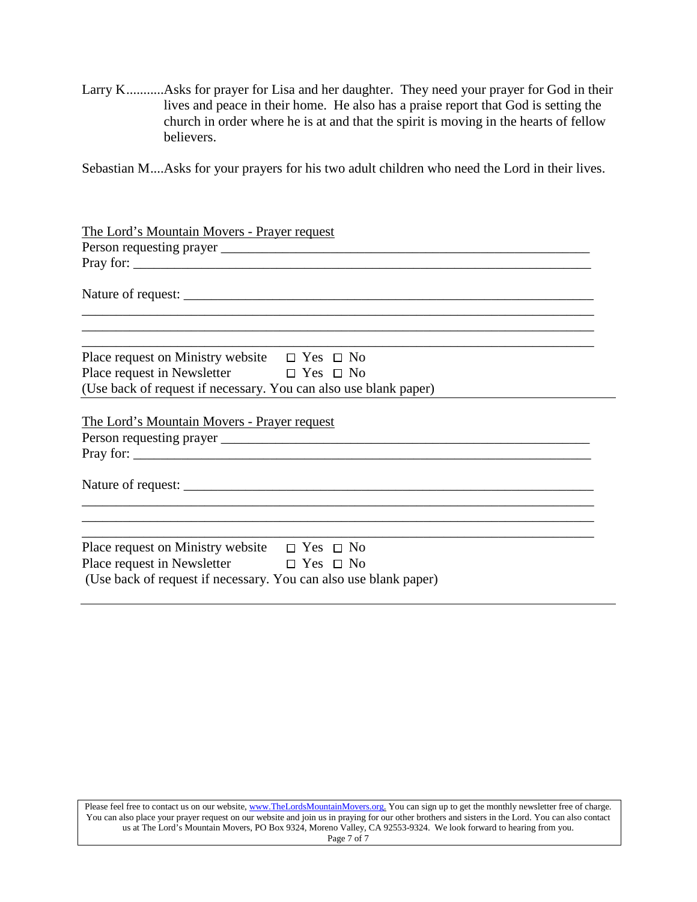Larry K...........Asks for prayer for Lisa and her daughter. They need your prayer for God in their lives and peace in their home. He also has a praise report that God is setting the church in order where he is at and that the spirit is moving in the hearts of fellow believers.

Sebastian M....Asks for your prayers for his two adult children who need the Lord in their lives.

---

The Lord's Mountain Movers - Prayer request

Person requesting prayer ____________________________________________________

Pray for: __________________________________________________________________

Nature of request: ___________________________________________________________

_________________________________________________________________________

_________________________________________________________________________

_________________________________________________________________________

Place request on Ministry website ☐ Yes ☐ No

Place request in Newsletter ☐ Yes ☐ No

(Use back of request if necessary. You can also use blank paper)

---

The Lord's Mountain Movers - Prayer request

Person requesting prayer ____________________________________________________

Pray for: __________________________________________________________________

Nature of request: ___________________________________________________________

_________________________________________________________________________

_________________________________________________________________________

_________________________________________________________________________

Place request on Ministry website ☐ Yes ☐ No

Place request in Newsletter ☐ Yes ☐ No

(Use back of request if necessary. You can also use blank paper)

---

Please feel free to contact us on our website, www.TheLordsMountainMovers.org. You can sign up to get the monthly newsletter free of charge. You can also place your prayer request on our website and join us in praying for our other brothers and sisters in the Lord. You can also contact us at The Lord's Mountain Movers, PO Box 9324, Moreno Valley, CA 92553-9324. We look forward to hearing from you.